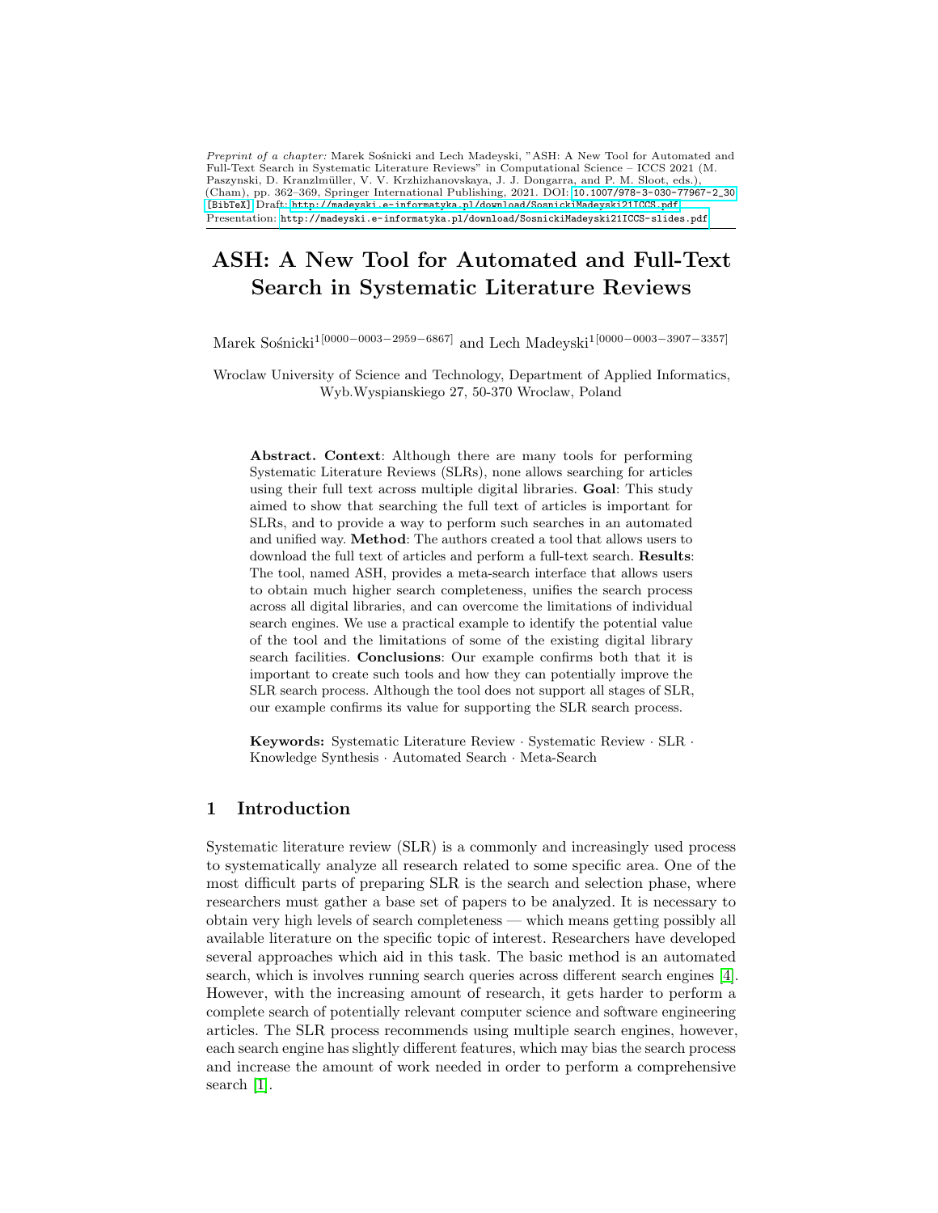*Preprint of a chapter:* Marek Sośnicki and Lech Madeyski, "ASH: A New Tool for Automated and Full-Text Search in Systematic Literature Reviews" in Computational Science – ICCS 2021 (M. Paszynski, D. Kranzlmüller, V. V. Krzhizhanovskaya, J. J. Dongarra, and P. M. Sloot, eds.), (Cham), pp. 362–369, Springer International Publishing, 2021. DOI: 10.1007/978-3-030-77967-2_30 [BibTeX] Draft: http://madeyski.e-informatyka.pl/download/SosnickiMadeyski21ICCS.pdf Presentation: http://madeyski.e-informatyka.pl/download/SosnickiMadeyski21ICCS-slides.pdf

# ASH: A New Tool for Automated and Full-Text Search in Systematic Literature Reviews

Marek Sośnicki[1][0000−0003−2959−6867] and Lech Madeyski[1][0000−0003−3907−3357]

Wroclaw University of Science and Technology, Department of Applied Informatics, Wyb.Wyspianskiego 27, 50-370 Wroclaw, Poland

**Abstract. Context**: Although there are many tools for performing Systematic Literature Reviews (SLRs), none allows searching for articles using their full text across multiple digital libraries. **Goal**: This study aimed to show that searching the full text of articles is important for SLRs, and to provide a way to perform such searches in an automated and unified way. **Method**: The authors created a tool that allows users to download the full text of articles and perform a full-text search. **Results**: The tool, named ASH, provides a meta-search interface that allows users to obtain much higher search completeness, unifies the search process across all digital libraries, and can overcome the limitations of individual search engines. We use a practical example to identify the potential value of the tool and the limitations of some of the existing digital library search facilities. **Conclusions**: Our example confirms both that it is important to create such tools and how they can potentially improve the SLR search process. Although the tool does not support all stages of SLR, our example confirms its value for supporting the SLR search process.

**Keywords:** Systematic Literature Review · Systematic Review · SLR · Knowledge Synthesis · Automated Search · Meta-Search

## 1 Introduction

Systematic literature review (SLR) is a commonly and increasingly used process to systematically analyze all research related to some specific area. One of the most difficult parts of preparing SLR is the search and selection phase, where researchers must gather a base set of papers to be analyzed. It is necessary to obtain very high levels of search completeness — which means getting possibly all available literature on the specific topic of interest. Researchers have developed several approaches which aid in this task. The basic method is an automated search, which is involves running search queries across different search engines [4]. However, with the increasing amount of research, it gets harder to perform a complete search of potentially relevant computer science and software engineering articles. The SLR process recommends using multiple search engines, however, each search engine has slightly different features, which may bias the search process and increase the amount of work needed in order to perform a comprehensive search [1].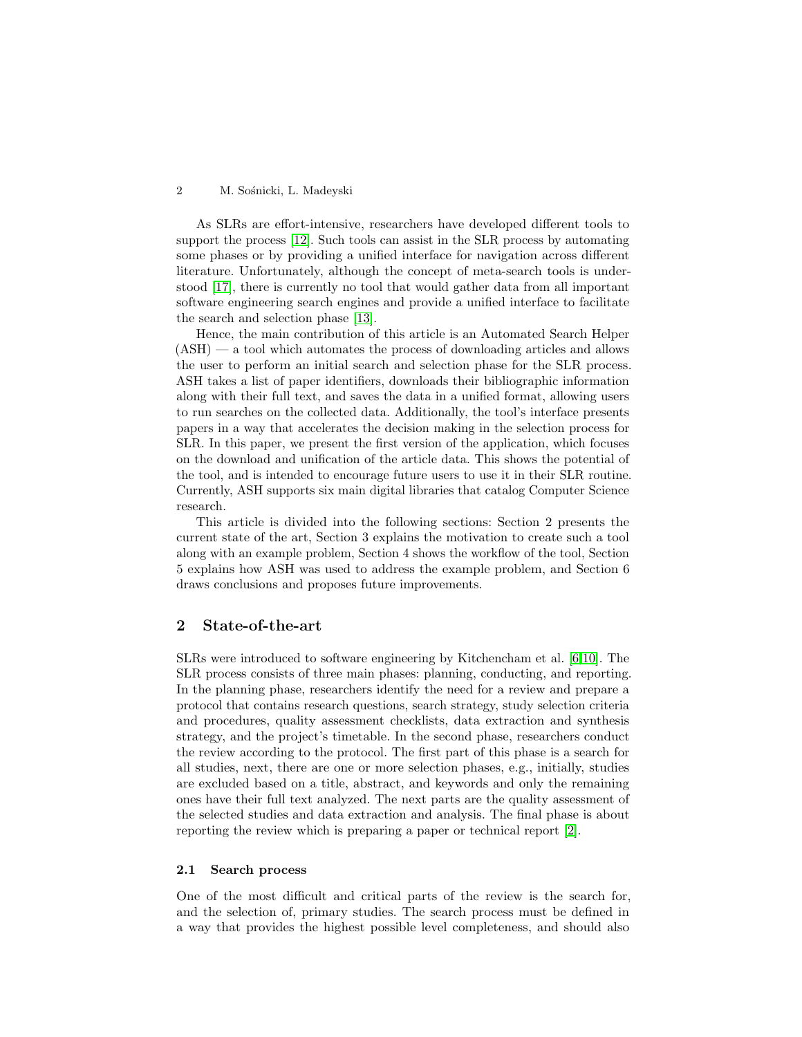As SLRs are effort-intensive, researchers have developed different tools to support the process [12]. Such tools can assist in the SLR process by automating some phases or by providing a unified interface for navigation across different literature. Unfortunately, although the concept of meta-search tools is understood [17], there is currently no tool that would gather data from all important software engineering search engines and provide a unified interface to facilitate the search and selection phase [13].

Hence, the main contribution of this article is an Automated Search Helper (ASH) — a tool which automates the process of downloading articles and allows the user to perform an initial search and selection phase for the SLR process. ASH takes a list of paper identifiers, downloads their bibliographic information along with their full text, and saves the data in a unified format, allowing users to run searches on the collected data. Additionally, the tool's interface presents papers in a way that accelerates the decision making in the selection process for SLR. In this paper, we present the first version of the application, which focuses on the download and unification of the article data. This shows the potential of the tool, and is intended to encourage future users to use it in their SLR routine. Currently, ASH supports six main digital libraries that catalog Computer Science research.

This article is divided into the following sections: Section 2 presents the current state of the art, Section 3 explains the motivation to create such a tool along with an example problem, Section 4 shows the workflow of the tool, Section 5 explains how ASH was used to address the example problem, and Section 6 draws conclusions and proposes future improvements.

## 2 State-of-the-art

SLRs were introduced to software engineering by Kitchencham et al. [6,10]. The SLR process consists of three main phases: planning, conducting, and reporting. In the planning phase, researchers identify the need for a review and prepare a protocol that contains research questions, search strategy, study selection criteria and procedures, quality assessment checklists, data extraction and synthesis strategy, and the project's timetable. In the second phase, researchers conduct the review according to the protocol. The first part of this phase is a search for all studies, next, there are one or more selection phases, e.g., initially, studies are excluded based on a title, abstract, and keywords and only the remaining ones have their full text analyzed. The next parts are the quality assessment of the selected studies and data extraction and analysis. The final phase is about reporting the review which is preparing a paper or technical report [2].

### 2.1 Search process

One of the most difficult and critical parts of the review is the search for, and the selection of, primary studies. The search process must be defined in a way that provides the highest possible level completeness, and should also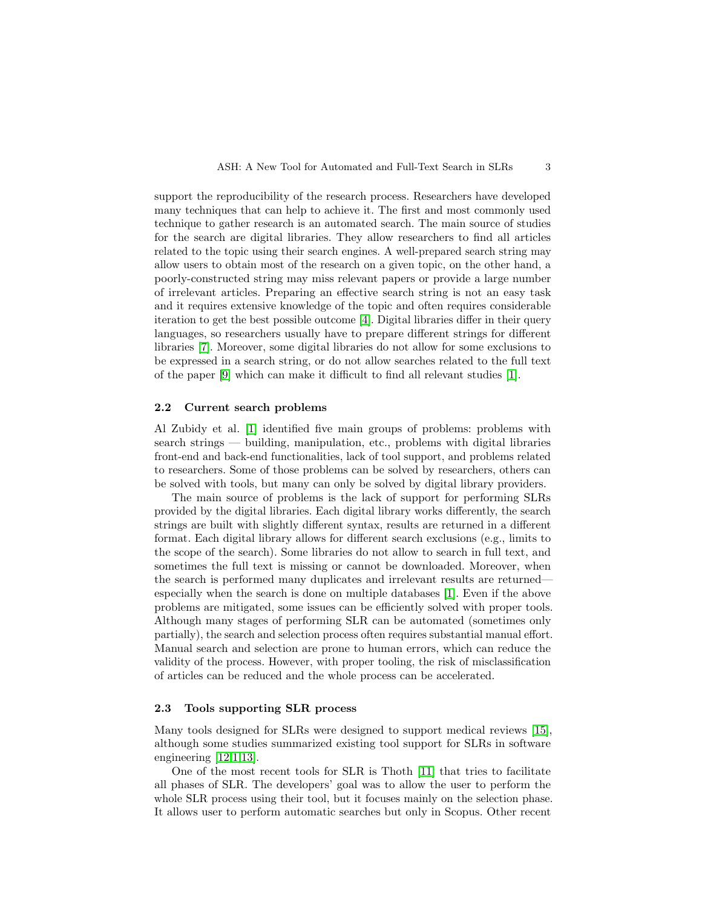support the reproducibility of the research process. Researchers have developed many techniques that can help to achieve it. The first and most commonly used technique to gather research is an automated search. The main source of studies for the search are digital libraries. They allow researchers to find all articles related to the topic using their search engines. A well-prepared search string may allow users to obtain most of the research on a given topic, on the other hand, a poorly-constructed string may miss relevant papers or provide a large number of irrelevant articles. Preparing an effective search string is not an easy task and it requires extensive knowledge of the topic and often requires considerable iteration to get the best possible outcome [4]. Digital libraries differ in their query languages, so researchers usually have to prepare different strings for different libraries [7]. Moreover, some digital libraries do not allow for some exclusions to be expressed in a search string, or do not allow searches related to the full text of the paper [9] which can make it difficult to find all relevant studies [1].

### 2.2 Current search problems

Al Zubidy et al. [1] identified five main groups of problems: problems with search strings — building, manipulation, etc., problems with digital libraries front-end and back-end functionalities, lack of tool support, and problems related to researchers. Some of those problems can be solved by researchers, others can be solved with tools, but many can only be solved by digital library providers.

The main source of problems is the lack of support for performing SLRs provided by the digital libraries. Each digital library works differently, the search strings are built with slightly different syntax, results are returned in a different format. Each digital library allows for different search exclusions (e.g., limits to the scope of the search). Some libraries do not allow to search in full text, and sometimes the full text is missing or cannot be downloaded. Moreover, when the search is performed many duplicates and irrelevant results are returned—especially when the search is done on multiple databases [1]. Even if the above problems are mitigated, some issues can be efficiently solved with proper tools. Although many stages of performing SLR can be automated (sometimes only partially), the search and selection process often requires substantial manual effort. Manual search and selection are prone to human errors, which can reduce the validity of the process. However, with proper tooling, the risk of misclassification of articles can be reduced and the whole process can be accelerated.

### 2.3 Tools supporting SLR process

Many tools designed for SLRs were designed to support medical reviews [15], although some studies summarized existing tool support for SLRs in software engineering [12,1,13].

One of the most recent tools for SLR is Thoth [11] that tries to facilitate all phases of SLR. The developers' goal was to allow the user to perform the whole SLR process using their tool, but it focuses mainly on the selection phase. It allows user to perform automatic searches but only in Scopus. Other recent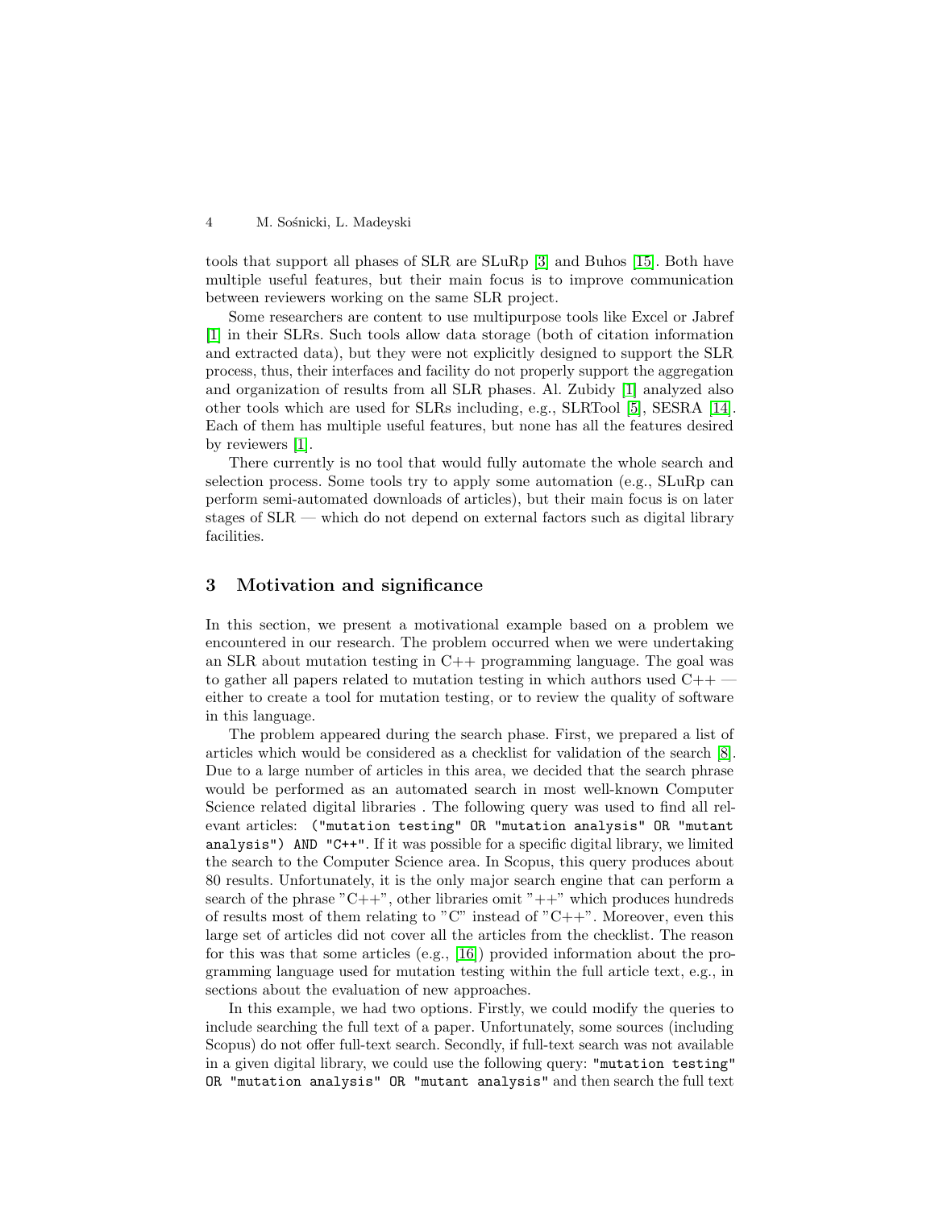tools that support all phases of SLR are SLuRp [3] and Buhos [15]. Both have multiple useful features, but their main focus is to improve communication between reviewers working on the same SLR project.

Some researchers are content to use multipurpose tools like Excel or Jabref [1] in their SLRs. Such tools allow data storage (both of citation information and extracted data), but they were not explicitly designed to support the SLR process, thus, their interfaces and facility do not properly support the aggregation and organization of results from all SLR phases. Al. Zubidy [1] analyzed also other tools which are used for SLRs including, e.g., SLRTool [5], SESRA [14]. Each of them has multiple useful features, but none has all the features desired by reviewers [1].

There currently is no tool that would fully automate the whole search and selection process. Some tools try to apply some automation (e.g., SLuRp can perform semi-automated downloads of articles), but their main focus is on later stages of SLR — which do not depend on external factors such as digital library facilities.

## 3 Motivation and significance

In this section, we present a motivational example based on a problem we encountered in our research. The problem occurred when we were undertaking an SLR about mutation testing in C++ programming language. The goal was to gather all papers related to mutation testing in which authors used C++ — either to create a tool for mutation testing, or to review the quality of software in this language.

The problem appeared during the search phase. First, we prepared a list of articles which would be considered as a checklist for validation of the search [8]. Due to a large number of articles in this area, we decided that the search phrase would be performed as an automated search in most well-known Computer Science related digital libraries . The following query was used to find all relevant articles: `("mutation testing" OR "mutation analysis" OR "mutant analysis") AND "C++"`. If it was possible for a specific digital library, we limited the search to the Computer Science area. In Scopus, this query produces about 80 results. Unfortunately, it is the only major search engine that can perform a search of the phrase "C++", other libraries omit "++" which produces hundreds of results most of them relating to "C" instead of "C++". Moreover, even this large set of articles did not cover all the articles from the checklist. The reason for this was that some articles (e.g., [16]) provided information about the programming language used for mutation testing within the full article text, e.g., in sections about the evaluation of new approaches.

In this example, we had two options. Firstly, we could modify the queries to include searching the full text of a paper. Unfortunately, some sources (including Scopus) do not offer full-text search. Secondly, if full-text search was not available in a given digital library, we could use the following query: `"mutation testing" OR "mutation analysis" OR "mutant analysis"` and then search the full text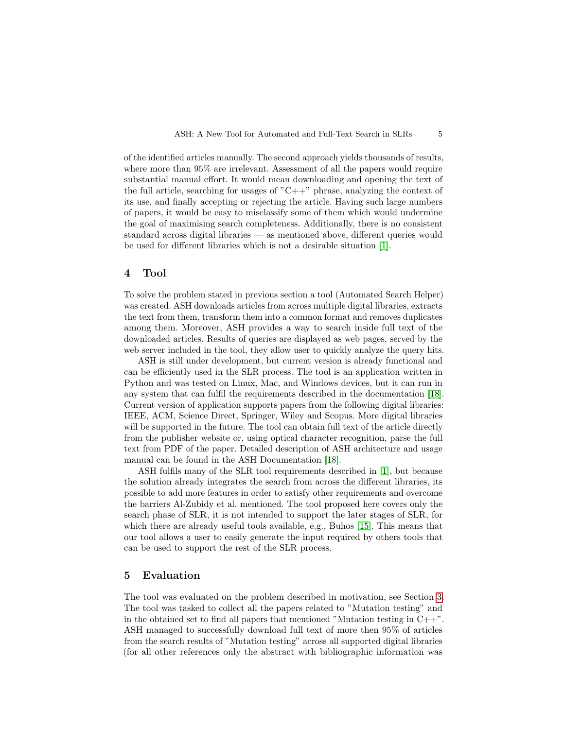of the identified articles manually. The second approach yields thousands of results, where more than 95% are irrelevant. Assessment of all the papers would require substantial manual effort. It would mean downloading and opening the text of the full article, searching for usages of "C++" phrase, analyzing the context of its use, and finally accepting or rejecting the article. Having such large numbers of papers, it would be easy to misclassify some of them which would undermine the goal of maximising search completeness. Additionally, there is no consistent standard across digital libraries — as mentioned above, different queries would be used for different libraries which is not a desirable situation [1].

## 4 Tool

To solve the problem stated in previous section a tool (Automated Search Helper) was created. ASH downloads articles from across multiple digital libraries, extracts the text from them, transform them into a common format and removes duplicates among them. Moreover, ASH provides a way to search inside full text of the downloaded articles. Results of queries are displayed as web pages, served by the web server included in the tool, they allow user to quickly analyze the query hits.

ASH is still under development, but current version is already functional and can be efficiently used in the SLR process. The tool is an application written in Python and was tested on Linux, Mac, and Windows devices, but it can run in any system that can fulfil the requirements described in the documentation [18]. Current version of application supports papers from the following digital libraries: IEEE, ACM, Science Direct, Springer, Wiley and Scopus. More digital libraries will be supported in the future. The tool can obtain full text of the article directly from the publisher website or, using optical character recognition, parse the full text from PDF of the paper. Detailed description of ASH architecture and usage manual can be found in the ASH Documentation [18].

ASH fulfils many of the SLR tool requirements described in [1], but because the solution already integrates the search from across the different libraries, its possible to add more features in order to satisfy other requirements and overcome the barriers Al-Zubidy et al. mentioned. The tool proposed here covers only the search phase of SLR, it is not intended to support the later stages of SLR, for which there are already useful tools available, e.g., Buhos [15]. This means that our tool allows a user to easily generate the input required by others tools that can be used to support the rest of the SLR process.

## 5 Evaluation

The tool was evaluated on the problem described in motivation, see Section 3. The tool was tasked to collect all the papers related to "Mutation testing" and in the obtained set to find all papers that mentioned "Mutation testing in C++". ASH managed to successfully download full text of more then 95% of articles from the search results of "Mutation testing" across all supported digital libraries (for all other references only the abstract with bibliographic information was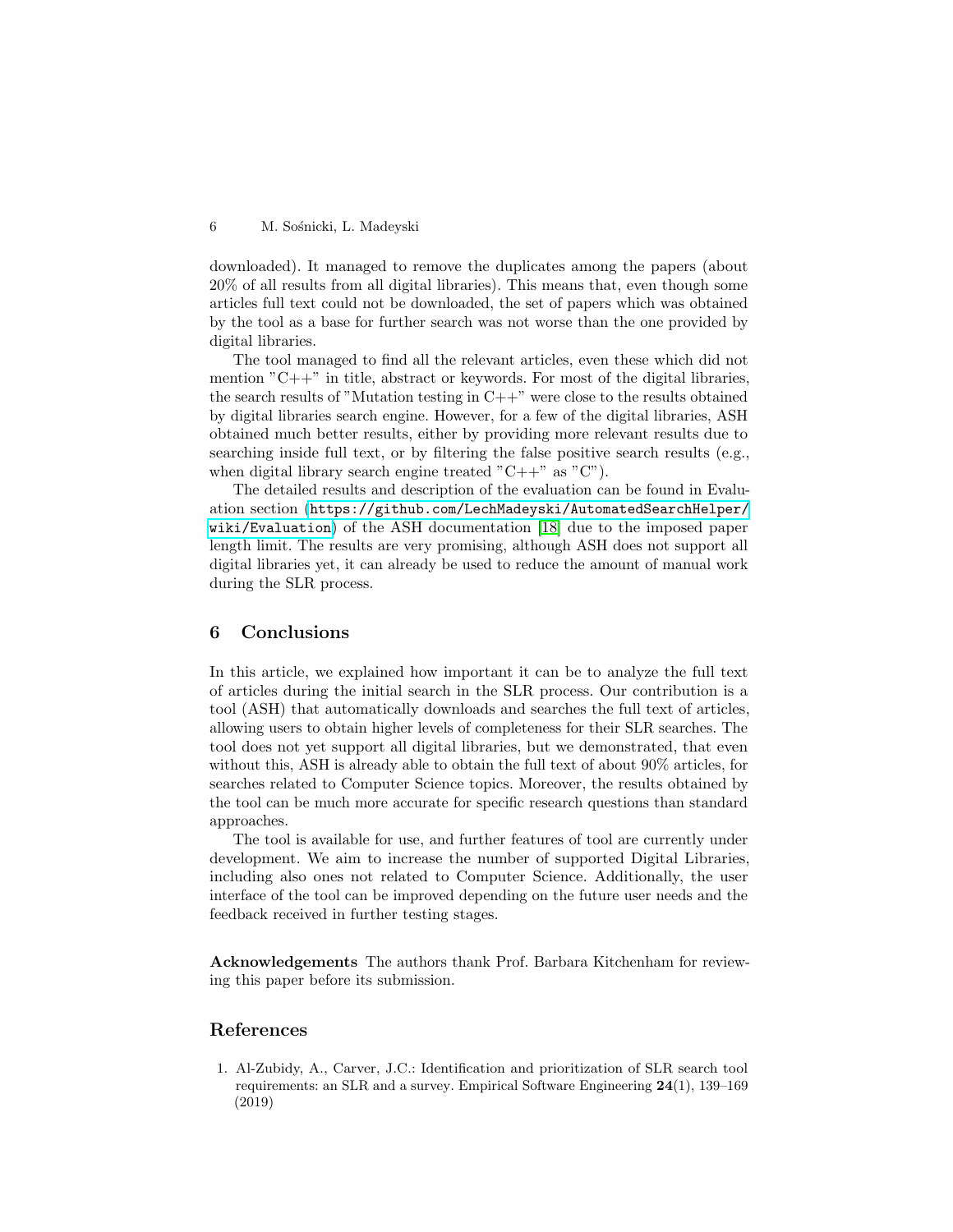downloaded). It managed to remove the duplicates among the papers (about 20% of all results from all digital libraries). This means that, even though some articles full text could not be downloaded, the set of papers which was obtained by the tool as a base for further search was not worse than the one provided by digital libraries.

The tool managed to find all the relevant articles, even these which did not mention "C++" in title, abstract or keywords. For most of the digital libraries, the search results of "Mutation testing in C++" were close to the results obtained by digital libraries search engine. However, for a few of the digital libraries, ASH obtained much better results, either by providing more relevant results due to searching inside full text, or by filtering the false positive search results (e.g., when digital library search engine treated "C++" as "C").

The detailed results and description of the evaluation can be found in Evaluation section (`https://github.com/LechMadeyski/AutomatedSearchHelper/wiki/Evaluation`) of the ASH documentation [18] due to the imposed paper length limit. The results are very promising, although ASH does not support all digital libraries yet, it can already be used to reduce the amount of manual work during the SLR process.

## 6 Conclusions

In this article, we explained how important it can be to analyze the full text of articles during the initial search in the SLR process. Our contribution is a tool (ASH) that automatically downloads and searches the full text of articles, allowing users to obtain higher levels of completeness for their SLR searches. The tool does not yet support all digital libraries, but we demonstrated, that even without this, ASH is already able to obtain the full text of about 90% articles, for searches related to Computer Science topics. Moreover, the results obtained by the tool can be much more accurate for specific research questions than standard approaches.

The tool is available for use, and further features of tool are currently under development. We aim to increase the number of supported Digital Libraries, including also ones not related to Computer Science. Additionally, the user interface of the tool can be improved depending on the future user needs and the feedback received in further testing stages.

**Acknowledgements** The authors thank Prof. Barbara Kitchenham for reviewing this paper before its submission.

## References

1. Al-Zubidy, A., Carver, J.C.: Identification and prioritization of SLR search tool requirements: an SLR and a survey. Empirical Software Engineering **24**(1), 139–169 (2019)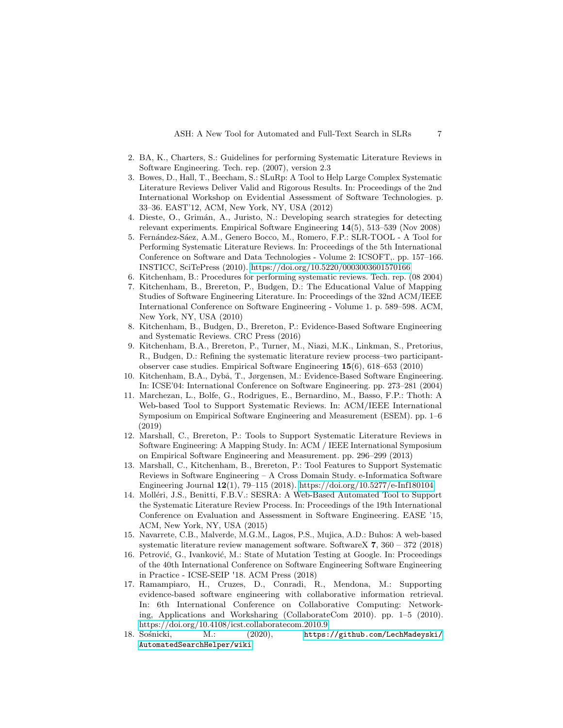2. BA, K., Charters, S.: Guidelines for performing Systematic Literature Reviews in Software Engineering. Tech. rep. (2007), version 2.3
3. Bowes, D., Hall, T., Beecham, S.: SLuRp: A Tool to Help Large Complex Systematic Literature Reviews Deliver Valid and Rigorous Results. In: Proceedings of the 2nd International Workshop on Evidential Assessment of Software Technologies. p. 33–36. EAST'12, ACM, New York, NY, USA (2012)
4. Dieste, O., Grimán, A., Juristo, N.: Developing search strategies for detecting relevant experiments. Empirical Software Engineering **14**(5), 513–539 (Nov 2008)
5. Fernández-Sáez, A.M., Genero Bocco, M., Romero, F.P.: SLR-TOOL - A Tool for Performing Systematic Literature Reviews. In: Proceedings of the 5th International Conference on Software and Data Technologies - Volume 2: ICSOFT,. pp. 157–166. INSTICC, SciTePress (2010). https://doi.org/10.5220/0003003601570166
6. Kitchenham, B.: Procedures for performing systematic reviews. Tech. rep. (08 2004)
7. Kitchenham, B., Brereton, P., Budgen, D.: The Educational Value of Mapping Studies of Software Engineering Literature. In: Proceedings of the 32nd ACM/IEEE International Conference on Software Engineering - Volume 1. p. 589–598. ACM, New York, NY, USA (2010)
8. Kitchenham, B., Budgen, D., Brereton, P.: Evidence-Based Software Engineering and Systematic Reviews. CRC Press (2016)
9. Kitchenham, B.A., Brereton, P., Turner, M., Niazi, M.K., Linkman, S., Pretorius, R., Budgen, D.: Refining the systematic literature review process–two participant-observer case studies. Empirical Software Engineering **15**(6), 618–653 (2010)
10. Kitchenham, B.A., Dybå, T., Jørgensen, M.: Evidence-Based Software Engineering. In: ICSE'04: International Conference on Software Engineering. pp. 273–281 (2004)
11. Marchezan, L., Bolfe, G., Rodrigues, E., Bernardino, M., Basso, F.P.: Thoth: A Web-based Tool to Support Systematic Reviews. In: ACM/IEEE International Symposium on Empirical Software Engineering and Measurement (ESEM). pp. 1–6 (2019)
12. Marshall, C., Brereton, P.: Tools to Support Systematic Literature Reviews in Software Engineering: A Mapping Study. In: ACM / IEEE International Symposium on Empirical Software Engineering and Measurement. pp. 296–299 (2013)
13. Marshall, C., Kitchenham, B., Brereton, P.: Tool Features to Support Systematic Reviews in Software Engineering – A Cross Domain Study. e-Informatica Software Engineering Journal **12**(1), 79–115 (2018). https://doi.org/10.5277/e-Inf180104
14. Molléri, J.S., Benitti, F.B.V.: SESRA: A Web-Based Automated Tool to Support the Systematic Literature Review Process. In: Proceedings of the 19th International Conference on Evaluation and Assessment in Software Engineering. EASE '15, ACM, New York, NY, USA (2015)
15. Navarrete, C.B., Malverde, M.G.M., Lagos, P.S., Mujica, A.D.: Buhos: A web-based systematic literature review management software. SoftwareX **7**, 360 – 372 (2018)
16. Petrović, G., Ivanković, M.: State of Mutation Testing at Google. In: Proceedings of the 40th International Conference on Software Engineering Software Engineering in Practice - ICSE-SEIP '18. ACM Press (2018)
17. Ramampiaro, H., Cruzes, D., Conradi, R., Mendona, M.: Supporting evidence-based software engineering with collaborative information retrieval. In: 6th International Conference on Collaborative Computing: Networking, Applications and Worksharing (CollaborateCom 2010). pp. 1–5 (2010). https://doi.org/10.4108/icst.collaboratecom.2010.9
18. Sośnicki, M.: (2020), `https://github.com/LechMadeyski/AutomatedSearchHelper/wiki`